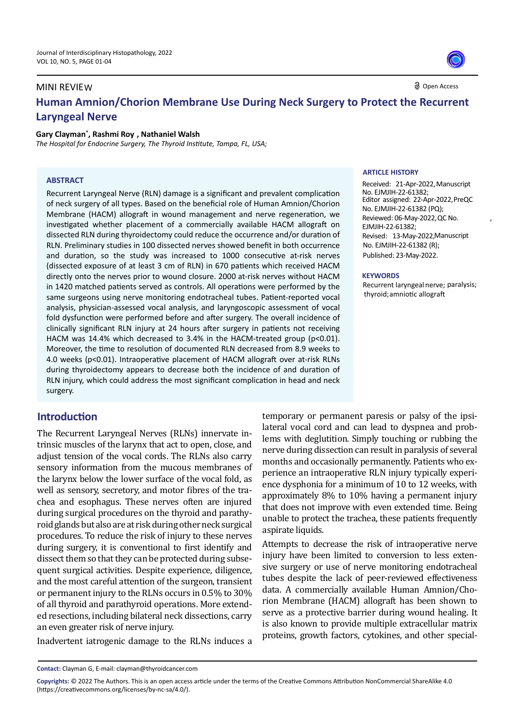MINI REVIEW

Open Access

# Human Amnion/Chorion Membrane Use During Neck Surgery to Protect the Recurrent Laryngeal Nerve

**Gary Clayman[*], Rashmi Roy , Nathaniel Walsh**

*The Hospital for Endocrine Surgery, The Thyroid Institute, Tampa, FL, USA;*

## ABSTRACT

Recurrent Laryngeal Nerve (RLN) damage is a significant and prevalent complication of neck surgery of all types. Based on the beneficial role of Human Amnion/Chorion Membrane (HACM) allograft in wound management and nerve regeneration, we investigated whether placement of a commercially available HACM allograft on dissected RLN during thyroidectomy could reduce the occurrence and/or duration of RLN. Preliminary studies in 100 dissected nerves showed benefit in both occurrence and duration, so the study was increased to 1000 consecutive at-risk nerves (dissected exposure of at least 3 cm of RLN) in 670 patients which received HACM directly onto the nerves prior to wound closure. 2000 at-risk nerves without HACM in 1420 matched patients served as controls. All operations were performed by the same surgeons using nerve monitoring endotracheal tubes. Patient-reported vocal analysis, physician-assessed vocal analysis, and laryngoscopic assessment of vocal fold dysfunction were performed before and after surgery. The overall incidence of clinically significant RLN injury at 24 hours after surgery in patients not receiving HACM was 14.4% which decreased to 3.4% in the HACM-treated group ($p<0.01$). Moreover, the time to resolution of documented RLN decreased from 8.9 weeks to 4.0 weeks ($p<0.01$). Intraoperative placement of HACM allograft over at-risk RLNs during thyroidectomy appears to decrease both the incidence of and duration of RLN injury, which could address the most significant complication in head and neck surgery.

**ARTICLE HISTORY**

Received: 21-Apr-2022, Manuscript No. EJMJIH-22-61382;
Editor assigned: 22-Apr-2022, PreQC No. EJMJIH-22-61382 (PQ);
Reviewed: 06-May-2022, QC No. EJMJIH-22-61382;
Revised: 13-May-2022, Manuscript No. EJMJIH-22-61382 (R);
Published: 23-May-2022.

**KEYWORDS**

Recurrent laryngeal nerve; paralysis; thyroid; amniotic allograft

## Introduction

The Recurrent Laryngeal Nerves (RLNs) innervate intrinsic muscles of the larynx that act to open, close, and adjust tension of the vocal cords. The RLNs also carry sensory information from the mucous membranes of the larynx below the lower surface of the vocal fold, as well as sensory, secretory, and motor fibres of the trachea and esophagus. These nerves often are injured during surgical procedures on the thyroid and parathyroid glands but also are at risk during other neck surgical procedures. To reduce the risk of injury to these nerves during surgery, it is conventional to first identify and dissect them so that they can be protected during subsequent surgical activities. Despite experience, diligence, and the most careful attention of the surgeon, transient or permanent injury to the RLNs occurs in 0.5% to 30% of all thyroid and parathyroid operations. More extended resections, including bilateral neck dissections, carry an even greater risk of nerve injury.

Inadvertent iatrogenic damage to the RLNs induces a temporary or permanent paresis or palsy of the ipsilateral vocal cord and can lead to dyspnea and problems with deglutition. Simply touching or rubbing the nerve during dissection can result in paralysis of several months and occasionally permanently. Patients who experience an intraoperative RLN injury typically experience dysphonia for a minimum of 10 to 12 weeks, with approximately 8% to 10% having a permanent injury that does not improve with even extended time. Being unable to protect the trachea, these patients frequently aspirate liquids.

Attempts to decrease the risk of intraoperative nerve injury have been limited to conversion to less extensive surgery or use of nerve monitoring endotracheal tubes despite the lack of peer-reviewed effectiveness data. A commercially available Human Amnion/Chorion Membrane (HACM) allograft has been shown to serve as a protective barrier during wound healing. It is also known to provide multiple extracellular matrix proteins, growth factors, cytokines, and other special-

**Contact:** Clayman G, E-mail: clayman@thyroidcancer.com

**Copyrights:** © 2022 The Authors. This is an open access article under the terms of the Creative Commons Attribution NonCommercial ShareAlike 4.0 (https://creativecommons.org/licenses/by-nc-sa/4.0/).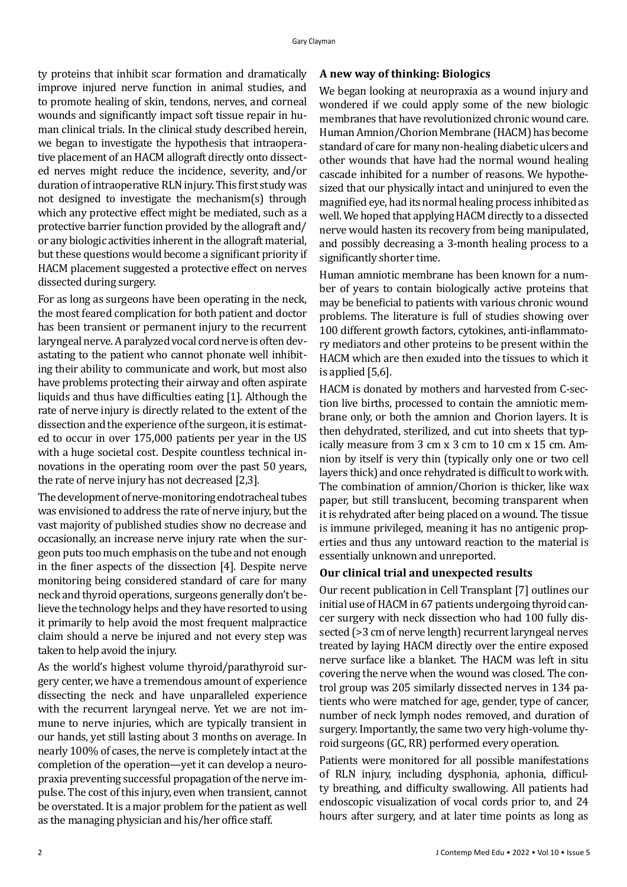ty proteins that inhibit scar formation and dramatically improve injured nerve function in animal studies, and to promote healing of skin, tendons, nerves, and corneal wounds and significantly impact soft tissue repair in human clinical trials. In the clinical study described herein, we began to investigate the hypothesis that intraoperative placement of an HACM allograft directly onto dissected nerves might reduce the incidence, severity, and/or duration of intraoperative RLN injury. This first study was not designed to investigate the mechanism(s) through which any protective effect might be mediated, such as a protective barrier function provided by the allograft and/or any biologic activities inherent in the allograft material, but these questions would become a significant priority if HACM placement suggested a protective effect on nerves dissected during surgery.

For as long as surgeons have been operating in the neck, the most feared complication for both patient and doctor has been transient or permanent injury to the recurrent laryngeal nerve. A paralyzed vocal cord nerve is often devastating to the patient who cannot phonate well inhibiting their ability to communicate and work, but most also have problems protecting their airway and often aspirate liquids and thus have difficulties eating [1]. Although the rate of nerve injury is directly related to the extent of the dissection and the experience of the surgeon, it is estimated to occur in over 175,000 patients per year in the US with a huge societal cost. Despite countless technical innovations in the operating room over the past 50 years, the rate of nerve injury has not decreased [2,3].

The development of nerve-monitoring endotracheal tubes was envisioned to address the rate of nerve injury, but the vast majority of published studies show no decrease and occasionally, an increase nerve injury rate when the surgeon puts too much emphasis on the tube and not enough in the finer aspects of the dissection [4]. Despite nerve monitoring being considered standard of care for many neck and thyroid operations, surgeons generally don't believe the technology helps and they have resorted to using it primarily to help avoid the most frequent malpractice claim should a nerve be injured and not every step was taken to help avoid the injury.

As the world's highest volume thyroid/parathyroid surgery center, we have a tremendous amount of experience dissecting the neck and have unparalleled experience with the recurrent laryngeal nerve. Yet we are not immune to nerve injuries, which are typically transient in our hands, yet still lasting about 3 months on average. In nearly 100% of cases, the nerve is completely intact at the completion of the operation—yet it can develop a neuropraxia preventing successful propagation of the nerve impulse. The cost of this injury, even when transient, cannot be overstated. It is a major problem for the patient as well as the managing physician and his/her office staff.

### A new way of thinking: Biologics

We began looking at neuropraxia as a wound injury and wondered if we could apply some of the new biologic membranes that have revolutionized chronic wound care. Human Amnion/Chorion Membrane (HACM) has become standard of care for many non-healing diabetic ulcers and other wounds that have had the normal wound healing cascade inhibited for a number of reasons. We hypothesized that our physically intact and uninjured to even the magnified eye, had its normal healing process inhibited as well. We hoped that applying HACM directly to a dissected nerve would hasten its recovery from being manipulated, and possibly decreasing a 3-month healing process to a significantly shorter time.

Human amniotic membrane has been known for a number of years to contain biologically active proteins that may be beneficial to patients with various chronic wound problems. The literature is full of studies showing over 100 different growth factors, cytokines, anti-inflammatory mediators and other proteins to be present within the HACM which are then exuded into the tissues to which it is applied [5,6].

HACM is donated by mothers and harvested from C-section live births, processed to contain the amniotic membrane only, or both the amnion and Chorion layers. It is then dehydrated, sterilized, and cut into sheets that typically measure from 3 cm x 3 cm to 10 cm x 15 cm. Amnion by itself is very thin (typically only one or two cell layers thick) and once rehydrated is difficult to work with. The combination of amnion/Chorion is thicker, like wax paper, but still translucent, becoming transparent when it is rehydrated after being placed on a wound. The tissue is immune privileged, meaning it has no antigenic properties and thus any untoward reaction to the material is essentially unknown and unreported.

### Our clinical trial and unexpected results

Our recent publication in Cell Transplant [7] outlines our initial use of HACM in 67 patients undergoing thyroid cancer surgery with neck dissection who had 100 fully dissected (>3 cm of nerve length) recurrent laryngeal nerves treated by laying HACM directly over the entire exposed nerve surface like a blanket. The HACM was left in situ covering the nerve when the wound was closed. The control group was 205 similarly dissected nerves in 134 patients who were matched for age, gender, type of cancer, number of neck lymph nodes removed, and duration of surgery. Importantly, the same two very high-volume thyroid surgeons (GC, RR) performed every operation.

Patients were monitored for all possible manifestations of RLN injury, including dysphonia, aphonia, difficulty breathing, and difficulty swallowing. All patients had endoscopic visualization of vocal cords prior to, and 24 hours after surgery, and at later time points as long as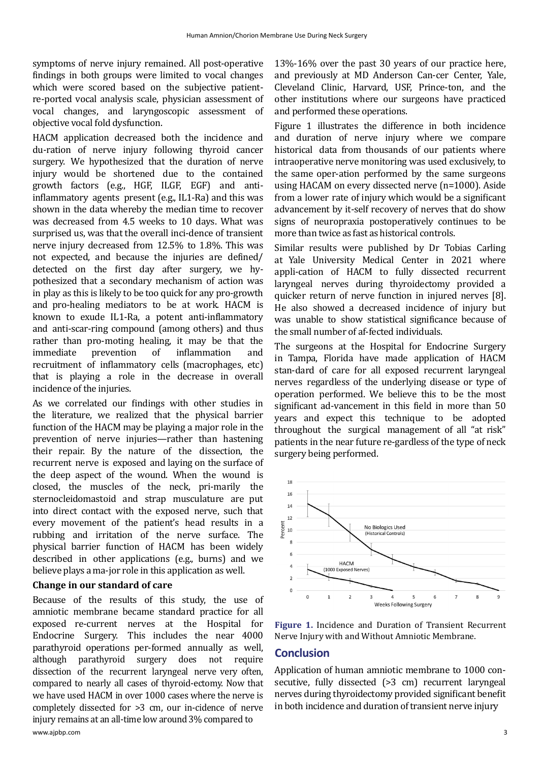symptoms of nerve injury remained. All post-operative findings in both groups were limited to vocal changes which were scored based on the subjective patient-re-ported vocal analysis scale, physician assessment of vocal changes, and laryngoscopic assessment of objective vocal fold dysfunction.

HACM application decreased both the incidence and du-ration of nerve injury following thyroid cancer surgery. We hypothesized that the duration of nerve injury would be shortened due to the contained growth factors (e.g., HGF, ILGF, EGF) and anti-inflammatory agents present (e.g., IL1-Ra) and this was shown in the data whereby the median time to recover was decreased from 4.5 weeks to 10 days. What was surprised us, was that the overall inci-dence of transient nerve injury decreased from 12.5% to 1.8%. This was not expected, and because the injuries are defined/ detected on the first day after surgery, we hy-pothesized that a secondary mechanism of action was in play as this is likely to be too quick for any pro-growth and pro-healing mediators to be at work. HACM is known to exude IL1-Ra, a potent anti-inflammatory and anti-scar-ring compound (among others) and thus rather than pro-moting healing, it may be that the immediate prevention of inflammation and recruitment of inflammatory cells (macrophages, etc) that is playing a role in the decrease in overall incidence of the injuries.

As we correlated our findings with other studies in the literature, we realized that the physical barrier function of the HACM may be playing a major role in the prevention of nerve injuries—rather than hastening their repair. By the nature of the dissection, the recurrent nerve is exposed and laying on the surface of the deep aspect of the wound. When the wound is closed, the muscles of the neck, pri-marily the sternocleidomastoid and strap musculature are put into direct contact with the exposed nerve, such that every movement of the patient's head results in a rubbing and irritation of the nerve surface. The physical barrier function of HACM has been widely described in other applications (e.g., burns) and we believe plays a ma-jor role in this application as well.

### Change in our standard of care

Because of the results of this study, the use of amniotic membrane became standard practice for all exposed re-current nerves at the Hospital for Endocrine Surgery. This includes the near 4000 parathyroid operations per-formed annually as well, although parathyroid surgery does not require dissection of the recurrent laryngeal nerve very often, compared to nearly all cases of thyroid-ectomy. Now that we have used HACM in over 1000 cases where the nerve is completely dissected for >3 cm, our in-cidence of nerve injury remains at an all-time low around 3% compared to 13%-16% over the past 30 years of our practice here, and previously at MD Anderson Can-cer Center, Yale, Cleveland Clinic, Harvard, USF, Prince-ton, and the other institutions where our surgeons have practiced and performed these operations.

Figure 1 illustrates the difference in both incidence and duration of nerve injury where we compare historical data from thousands of our patients where intraoperative nerve monitoring was used exclusively, to the same oper-ation performed by the same surgeons using HACAM on every dissected nerve (n=1000). Aside from a lower rate of injury which would be a significant advancement by it-self recovery of nerves that do show signs of neuropraxia postoperatively continues to be more than twice as fast as historical controls.

Similar results were published by Dr Tobias Carling at Yale University Medical Center in 2021 where appli-cation of HACM to fully dissected recurrent laryngeal nerves during thyroidectomy provided a quicker return of nerve function in injured nerves [8]. He also showed a decreased incidence of injury but was unable to show statistical significance because of the small number of af-fected individuals.

The surgeons at the Hospital for Endocrine Surgery in Tampa, Florida have made application of HACM stan-dard of care for all exposed recurrent laryngeal nerves regardless of the underlying disease or type of operation performed. We believe this to be the most significant ad-vancement in this field in more than 50 years and expect this technique to be adopted throughout the surgical management of all "at risk" patients in the near future re-gardless of the type of neck surgery being performed.

**Figure 1.** Incidence and Duration of Transient Recurrent Nerve Injury with and Without Amniotic Membrane.

## Conclusion

Application of human amniotic membrane to 1000 con-secutive, fully dissected (>3 cm) recurrent laryngeal nerves during thyroidectomy provided significant benefit in both incidence and duration of transient nerve injury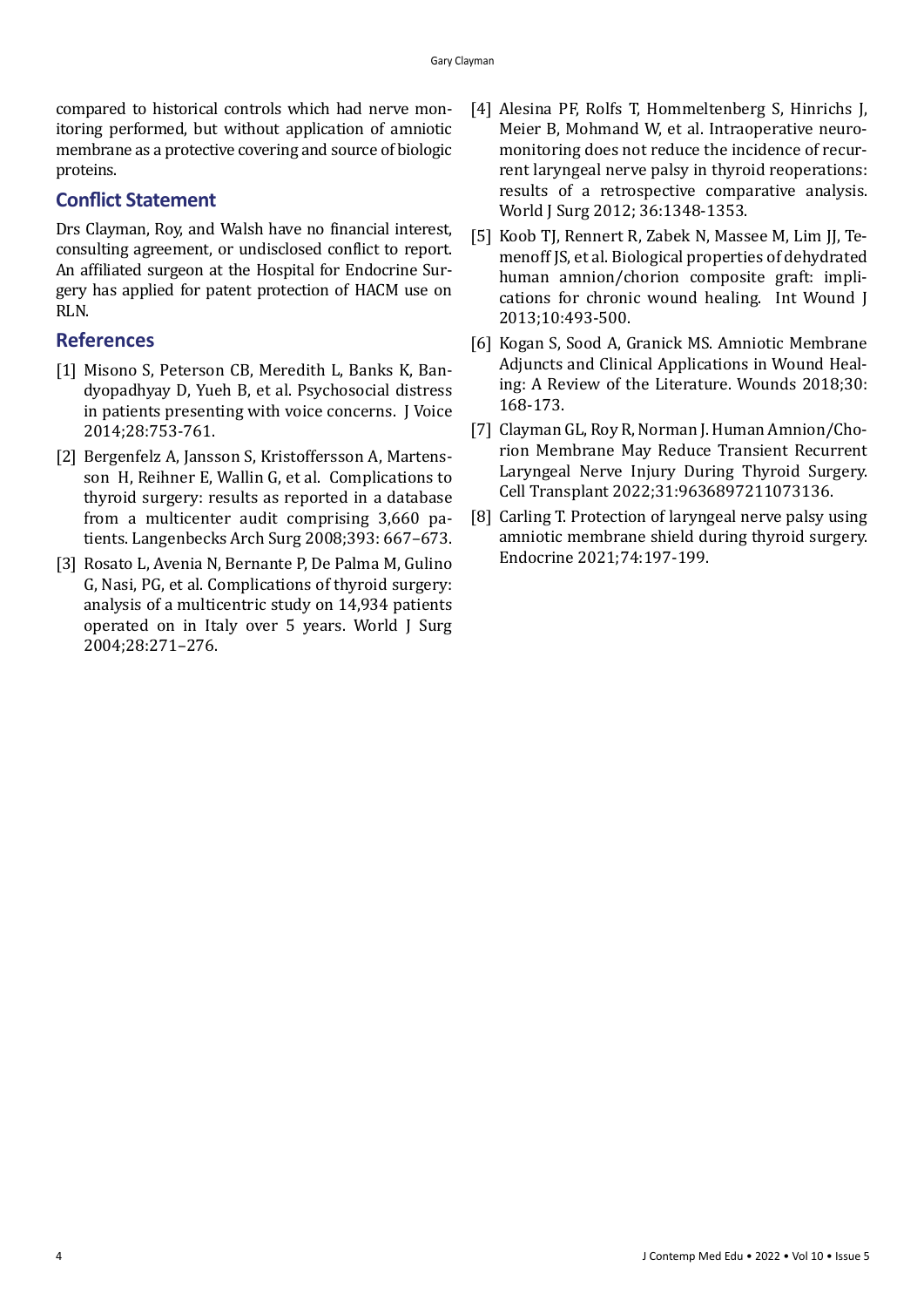compared to historical controls which had nerve monitoring performed, but without application of amniotic membrane as a protective covering and source of biologic proteins.

## Conflict Statement

Drs Clayman, Roy, and Walsh have no financial interest, consulting agreement, or undisclosed conflict to report. An affiliated surgeon at the Hospital for Endocrine Surgery has applied for patent protection of HACM use on RLN.

## References

[1] Misono S, Peterson CB, Meredith L, Banks K, Bandyopadhyay D, Yueh B, et al. Psychosocial distress in patients presenting with voice concerns. J Voice 2014;28:753-761.

[2] Bergenfelz A, Jansson S, Kristoffersson A, Martensson H, Reihner E, Wallin G, et al. Complications to thyroid surgery: results as reported in a database from a multicenter audit comprising 3,660 patients. Langenbecks Arch Surg 2008;393: 667–673.

[3] Rosato L, Avenia N, Bernante P, De Palma M, Gulino G, Nasi, PG, et al. Complications of thyroid surgery: analysis of a multicentric study on 14,934 patients operated on in Italy over 5 years. World J Surg 2004;28:271–276.

[4] Alesina PF, Rolfs T, Hommeltenberg S, Hinrichs J, Meier B, Mohmand W, et al. Intraoperative neuromonitoring does not reduce the incidence of recurrent laryngeal nerve palsy in thyroid reoperations: results of a retrospective comparative analysis. World J Surg 2012; 36:1348-1353.

[5] Koob TJ, Rennert R, Zabek N, Massee M, Lim JJ, Temenoff JS, et al. Biological properties of dehydrated human amnion/chorion composite graft: implications for chronic wound healing. Int Wound J 2013;10:493-500.

[6] Kogan S, Sood A, Granick MS. Amniotic Membrane Adjuncts and Clinical Applications in Wound Healing: A Review of the Literature. Wounds 2018;30: 168-173.

[7] Clayman GL, Roy R, Norman J. Human Amnion/Chorion Membrane May Reduce Transient Recurrent Laryngeal Nerve Injury During Thyroid Surgery. Cell Transplant 2022;31:9636897211073136.

[8] Carling T. Protection of laryngeal nerve palsy using amniotic membrane shield during thyroid surgery. Endocrine 2021;74:197-199.